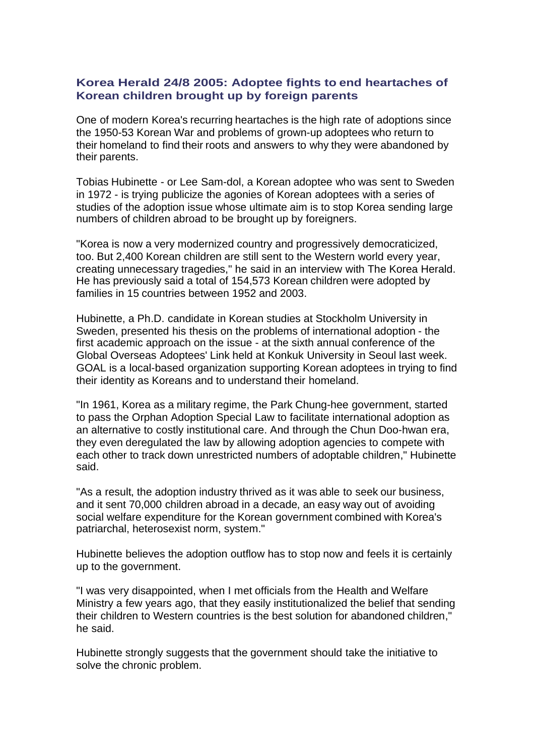## Korea Herald 24/8 2005: Adoptee fights to end heartaches of Korean children brought up by foreign parents

One of modern Korea's recurring heartaches is the high rate of adoptions since the 1950-53 Korean War and problems of grown-up adoptees who return to their homeland to find their roots and answers to why they were abandoned by their parents.

Tobias Hubinette - or Lee Sam-dol, a Korean adoptee who was sent to Sweden in 1972 - is trying publicize the agonies of Korean adoptees with a series of studies of the adoption issue whose ultimate aim is to stop Korea sending large numbers of children abroad to be brought up by foreigners.

"Korea is now a very modernized country and progressively democraticized, too. But 2,400 Korean children are still sent to the Western world every year, creating unnecessary tragedies," he said in an interview with The Korea Herald. He has previously said a total of 154,573 Korean children were adopted by families in 15 countries between 1952 and 2003.

Hubinette, a Ph.D. candidate in Korean studies at Stockholm University in Sweden, presented his thesis on the problems of international adoption - the first academic approach on the issue - at the sixth annual conference of the Global Overseas Adoptees' Link held at Konkuk University in Seoul last week. GOAL is a local-based organization supporting Korean adoptees in trying to find their identity as Koreans and to understand their homeland.

"In 1961, Korea as a military regime, the Park Chung-hee government, started to pass the Orphan Adoption Special Law to facilitate international adoption as an alternative to costly institutional care. And through the Chun Doo-hwan era, they even deregulated the law by allowing adoption agencies to compete with each other to track down unrestricted numbers of adoptable children," Hubinette said.

"As a result, the adoption industry thrived as it was able to seek our business, and it sent 70,000 children abroad in a decade, an easy way out of avoiding social welfare expenditure for the Korean government combined with Korea's patriarchal, heterosexist norm, system."

Hubinette believes the adoption outflow has to stop now and feels it is certainly up to the government.

"I was very disappointed, when I met officials from the Health and Welfare Ministry a few years ago, that they easily institutionalized the belief that sending their children to Western countries is the best solution for abandoned children," he said.

Hubinette strongly suggests that the government should take the initiative to solve the chronic problem.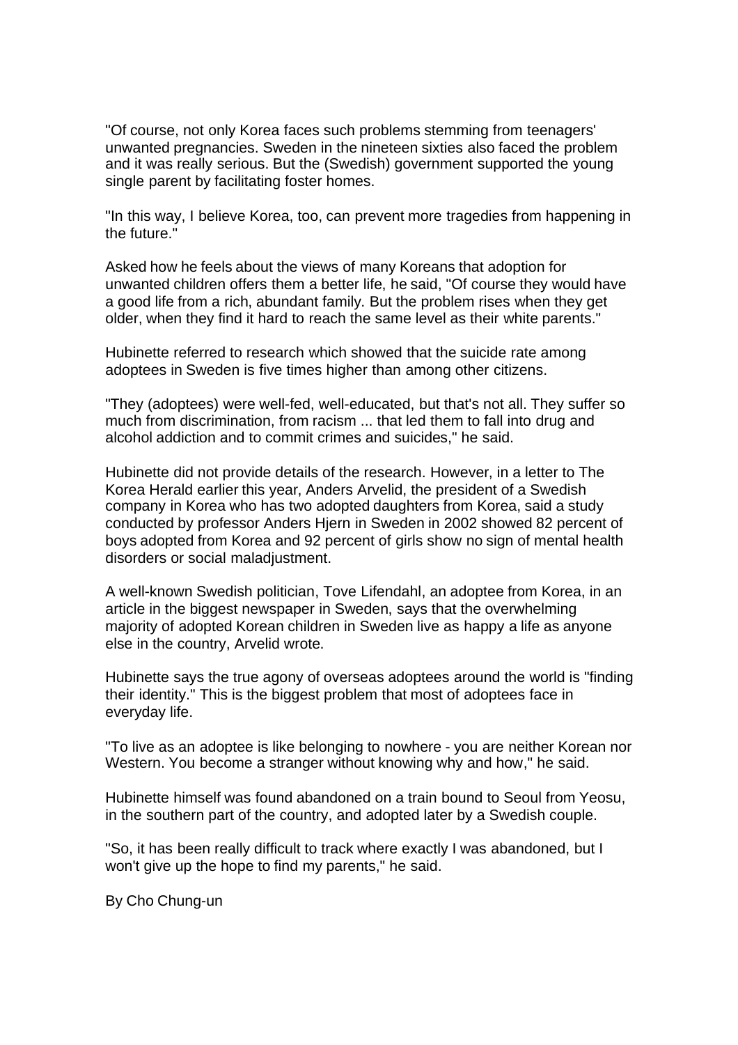"Of course, not only Korea faces such problems stemming from teenagers' unwanted pregnancies. Sweden in the nineteen sixties also faced the problem and it was really serious. But the (Swedish) government supported the young single parent by facilitating foster homes.

"In this way, I believe Korea, too, can prevent more tragedies from happening in the future."

Asked how he feels about the views of many Koreans that adoption for unwanted children offers them a better life, he said, "Of course they would have a good life from a rich, abundant family. But the problem rises when they get older, when they find it hard to reach the same level as their white parents."

Hubinette referred to research which showed that the suicide rate among adoptees in Sweden is five times higher than among other citizens.

"They (adoptees) were well-fed, well-educated, but that's not all. They suffer so much from discrimination, from racism ... that led them to fall into drug and alcohol addiction and to commit crimes and suicides," he said.

Hubinette did not provide details of the research. However, in a letter to The Korea Herald earlier this year, Anders Arvelid, the president of a Swedish company in Korea who has two adopted daughters from Korea, said a study conducted by professor Anders Hjern in Sweden in 2002 showed 82 percent of boys adopted from Korea and 92 percent of girls show no sign of mental health disorders or social maladjustment.

A well-known Swedish politician, Tove Lifendahl, an adoptee from Korea, in an article in the biggest newspaper in Sweden, says that the overwhelming majority of adopted Korean children in Sweden live as happy a life as anyone else in the country, Arvelid wrote.

Hubinette says the true agony of overseas adoptees around the world is "finding their identity." This is the biggest problem that most of adoptees face in everyday life.

"To live as an adoptee is like belonging to nowhere - you are neither Korean nor Western. You become a stranger without knowing why and how," he said.

Hubinette himself was found abandoned on a train bound to Seoul from Yeosu, in the southern part of the country, and adopted later by a Swedish couple.

"So, it has been really difficult to track where exactly I was abandoned, but I won't give up the hope to find my parents," he said.

By Cho Chung-un